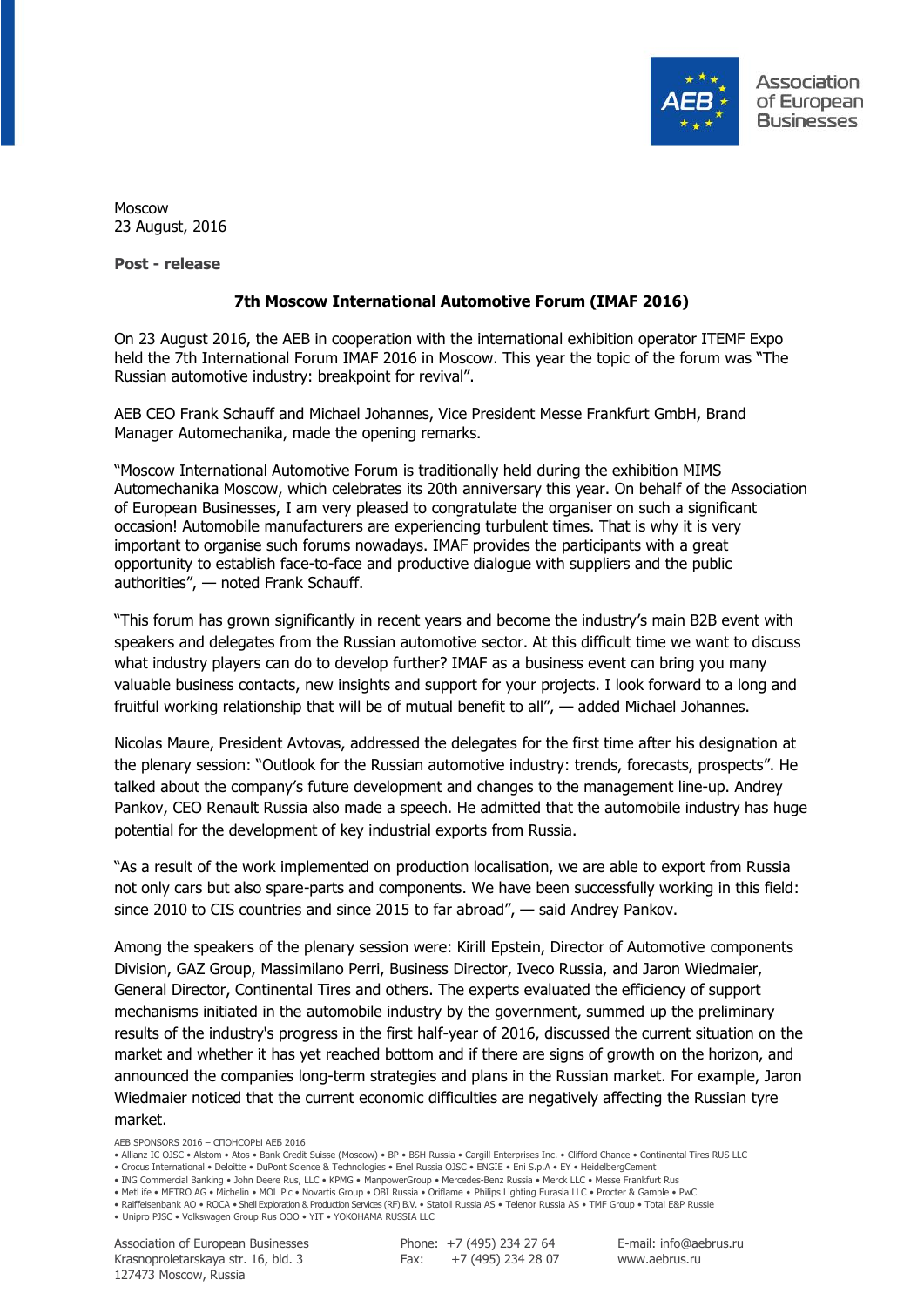Moscow
23 August, 2016

**Post - release**

## 7th Moscow International Automotive Forum (IMAF 2016)

On 23 August 2016, the AEB in cooperation with the international exhibition operator ITEMF Expo held the 7th International Forum IMAF 2016 in Moscow. This year the topic of the forum was "The Russian automotive industry: breakpoint for revival".

AEB CEO Frank Schauff and Michael Johannes, Vice President Messe Frankfurt GmbH, Brand Manager Automechanika, made the opening remarks.

"Moscow International Automotive Forum is traditionally held during the exhibition MIMS Automechanika Moscow, which celebrates its 20th anniversary this year. On behalf of the Association of European Businesses, I am very pleased to congratulate the organiser on such a significant occasion! Automobile manufacturers are experiencing turbulent times. That is why it is very important to organise such forums nowadays. IMAF provides the participants with a great opportunity to establish face-to-face and productive dialogue with suppliers and the public authorities", — noted Frank Schauff.

"This forum has grown significantly in recent years and become the industry's main B2B event with speakers and delegates from the Russian automotive sector. At this difficult time we want to discuss what industry players can do to develop further? IMAF as a business event can bring you many valuable business contacts, new insights and support for your projects. I look forward to a long and fruitful working relationship that will be of mutual benefit to all", — added Michael Johannes.

Nicolas Maure, President Avtovas, addressed the delegates for the first time after his designation at the plenary session: "Outlook for the Russian automotive industry: trends, forecasts, prospects". He talked about the company's future development and changes to the management line-up. Andrey Pankov, CEO Renault Russia also made a speech. He admitted that the automobile industry has huge potential for the development of key industrial exports from Russia.

"As a result of the work implemented on production localisation, we are able to export from Russia not only cars but also spare-parts and components. We have been successfully working in this field: since 2010 to CIS countries and since 2015 to far abroad", — said Andrey Pankov.

Among the speakers of the plenary session were: Kirill Epstein, Director of Automotive components Division, GAZ Group, Massimilano Perri, Business Director, Iveco Russia, and Jaron Wiedmaier, General Director, Continental Tires and others. The experts evaluated the efficiency of support mechanisms initiated in the automobile industry by the government, summed up the preliminary results of the industry's progress in the first half-year of 2016, discussed the current situation on the market and whether it has yet reached bottom and if there are signs of growth on the horizon, and announced the companies long-term strategies and plans in the Russian market. For example, Jaron Wiedmaier noticed that the current economic difficulties are negatively affecting the Russian tyre market.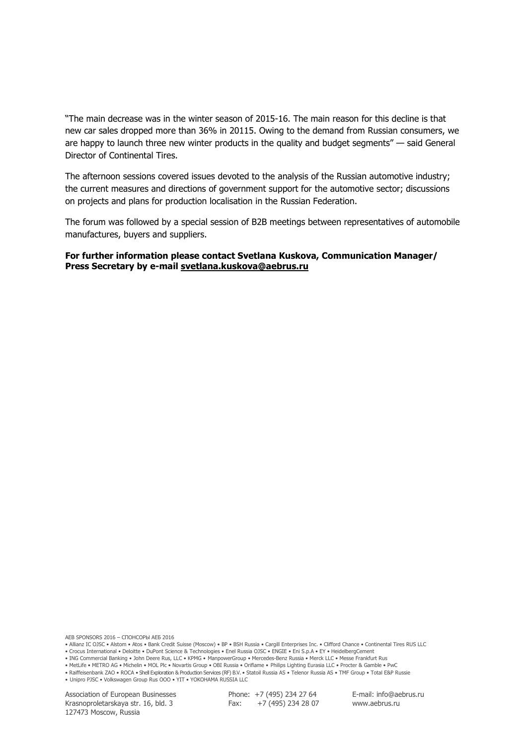"The main decrease was in the winter season of 2015-16. The main reason for this decline is that new car sales dropped more than 36% in 20115. Owing to the demand from Russian consumers, we are happy to launch three new winter products in the quality and budget segments" — said General Director of Continental Tires.

The afternoon sessions covered issues devoted to the analysis of the Russian automotive industry; the current measures and directions of government support for the automotive sector; discussions on projects and plans for production localisation in the Russian Federation.

The forum was followed by a special session of B2B meetings between representatives of automobile manufactures, buyers and suppliers.

**For further information please contact Svetlana Kuskova, Communication Manager/ Press Secretary by e-mail svetlana.kuskova@aebrus.ru**

AEB SPONSORS 2016 – СПОНСОРЫ АЕБ 2016

• Allianz IC OJSC • Alstom • Atos • Bank Credit Suisse (Moscow) • BP • BSH Russia • Cargill Enterprises Inc. • Clifford Chance • Continental Tires RUS LLC
• Crocus International • Deloitte • DuPont Science & Technologies • Enel Russia OJSC • ENGIE • Eni S.p.A • EY • HeidelbergCement
• ING Commercial Banking • John Deere Rus, LLC • KPMG • ManpowerGroup • Mercedes-Benz Russia • Merck LLC • Messe Frankfurt Rus
• MetLife • METRO AG • Michelin • MOL Plc • Novartis Group • OBI Russia • Oriflame • Philips Lighting Eurasia LLC • Procter & Gamble • PwC
• Raiffeisenbank ZAO • ROCA • Shell Exploration & Production Services (RF) B.V. • Statoil Russia AS • Telenor Russia AS • TMF Group • Total E&P Russie
• Unipro PJSC • Volkswagen Group Rus OOO • YIT • YOKOHAMA RUSSIA LLC

Association of European Businesses
Krasnoproletarskaya str. 16, bld. 3
127473 Moscow, Russia

Phone: +7 (495) 234 27 64
Fax: +7 (495) 234 28 07

E-mail: info@aebrus.ru
www.aebrus.ru